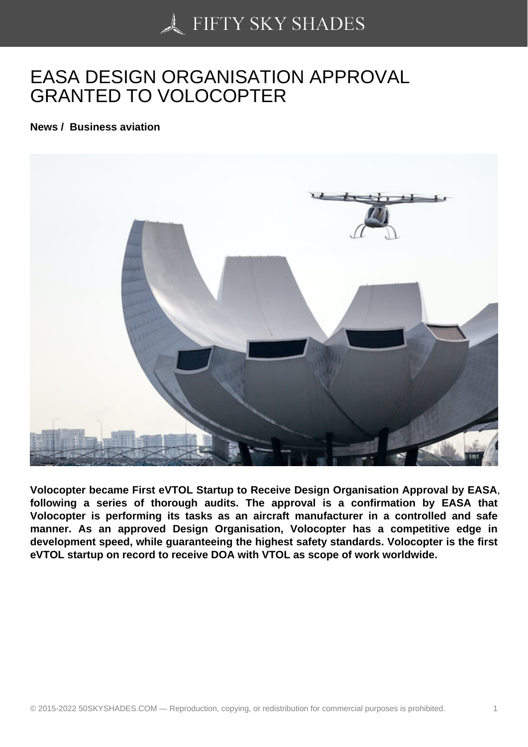# EASA DESIGN ORGANISATION APPROVAL GRANTED TO VOLOCOPTER

**News / Business aviation**

**Volocopter became First eVTOL Startup to Receive Design Organisation Approval by EASA**, **following a series of thorough audits. The approval is a confirmation by EASA that Volocopter is performing its tasks as an aircraft manufacturer in a controlled and safe manner. As an approved Design Organisation, Volocopter has a competitive edge in development speed, while guaranteeing the highest safety standards. Volocopter is the first eVTOL startup on record to receive DOA with VTOL as scope of work worldwide.**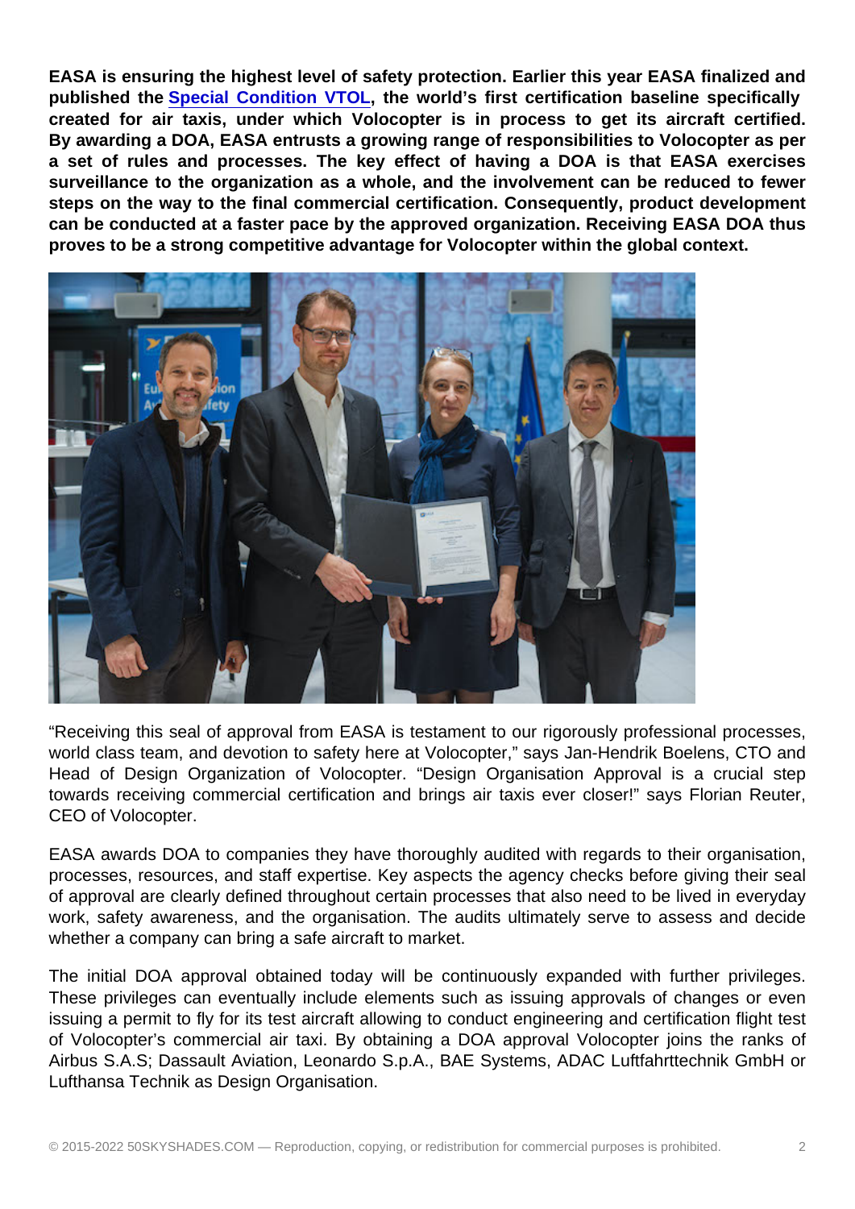**EASA is ensuring the highest level of safety protection. Earlier this year EASA finalized and published the Special Condition VTOL, the world's first certification baseline specifically created for air taxis, under which Volocopter is in process to get its aircraft certified. By awarding a DOA, EASA entrusts a growing range of responsibilities to Volocopter as per a set of rules and processes. The key effect of having a DOA is that EASA exercises surveillance to the organization as a whole, and the involvement can be reduced to fewer steps on the way to the final commercial certification. Consequently, product development can be conducted at a faster pace by the approved organization. Receiving EASA DOA thus proves to be a strong competitive advantage for Volocopter within the global context.**

"Receiving this seal of approval from EASA is testament to our rigorously professional processes, world class team, and devotion to safety here at Volocopter," says Jan-Hendrik Boelens, CTO and Head of Design Organization of Volocopter. "Design Organisation Approval is a crucial step towards receiving commercial certification and brings air taxis ever closer!" says Florian Reuter, CEO of Volocopter.

EASA awards DOA to companies they have thoroughly audited with regards to their organisation, processes, resources, and staff expertise. Key aspects the agency checks before giving their seal of approval are clearly defined throughout certain processes that also need to be lived in everyday work, safety awareness, and the organisation. The audits ultimately serve to assess and decide whether a company can bring a safe aircraft to market.

The initial DOA approval obtained today will be continuously expanded with further privileges. These privileges can eventually include elements such as issuing approvals of changes or even issuing a permit to fly for its test aircraft allowing to conduct engineering and certification flight test of Volocopter's commercial air taxi. By obtaining a DOA approval Volocopter joins the ranks of Airbus S.A.S; Dassault Aviation, Leonardo S.p.A., BAE Systems, ADAC Luftfahrttechnik GmbH or Lufthansa Technik as Design Organisation.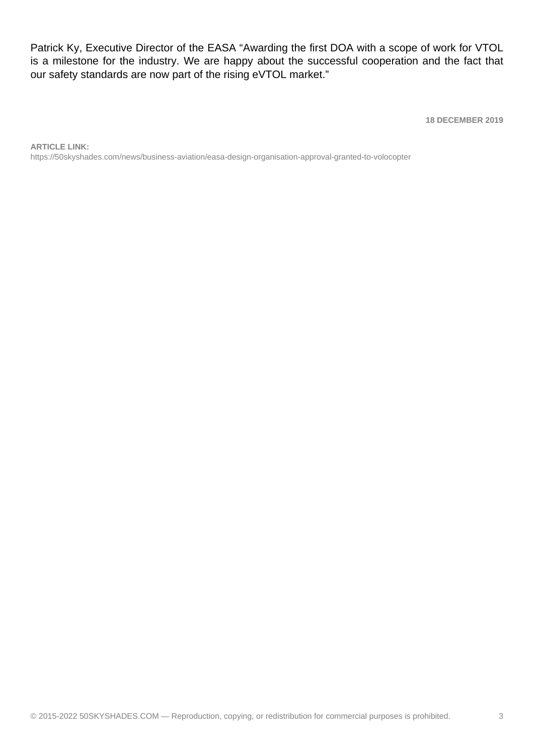Patrick Ky, Executive Director of the EASA "Awarding the first DOA with a scope of work for VTOL is a milestone for the industry. We are happy about the successful cooperation and the fact that our safety standards are now part of the rising eVTOL market."

**18 DECEMBER 2019**

**ARTICLE LINK:**
https://50skyshades.com/news/business-aviation/easa-design-organisation-approval-granted-to-volocopter